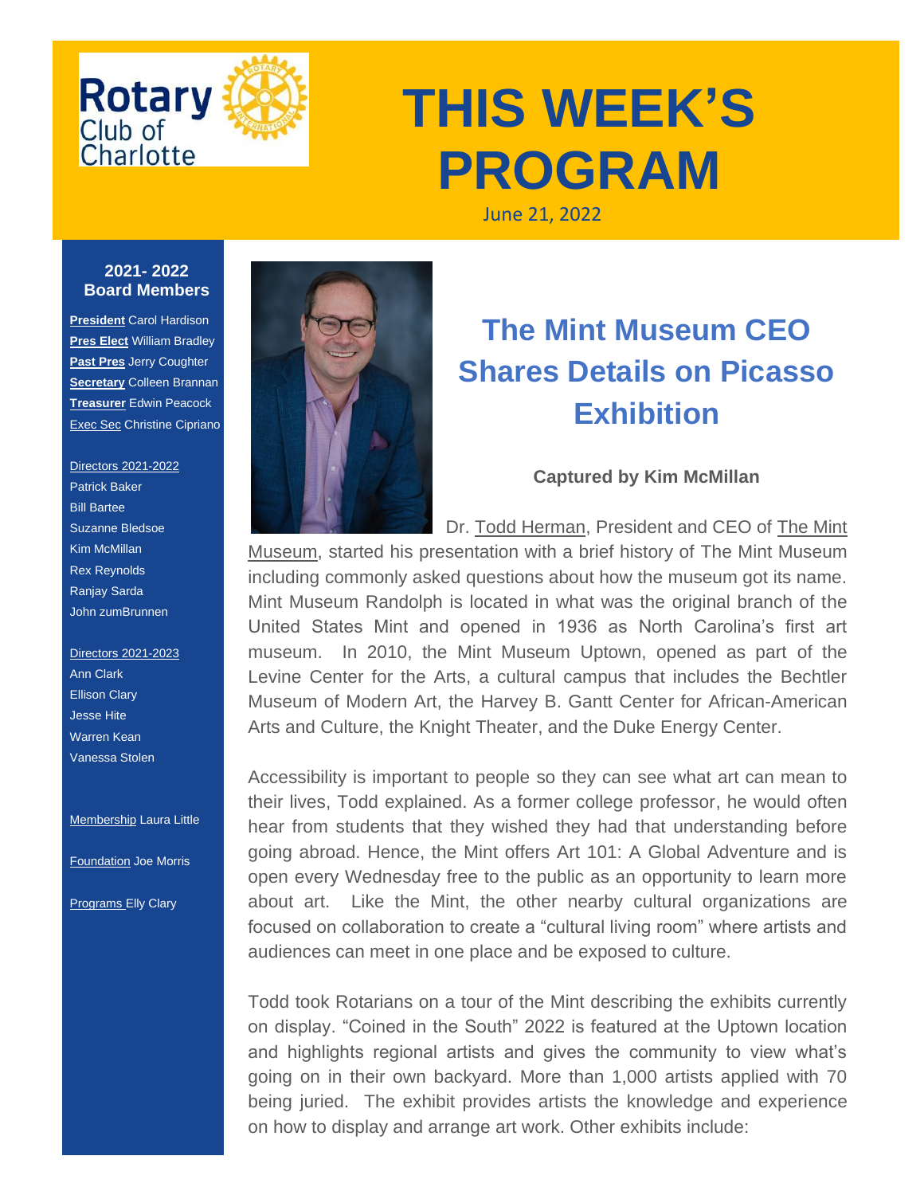# THIS WEEK'S PROGRAM

June 21, 2022

**2021- 2022 Board Members**

**President** Carol Hardison
**Pres Elect** William Bradley
**Past Pres** Jerry Coughter
**Secretary** Colleen Brannan
**Treasurer** Edwin Peacock
Exec Sec Christine Cipriano

Directors 2021-2022
Patrick Baker
Bill Bartee
Suzanne Bledsoe
Kim McMillan
Rex Reynolds
Ranjay Sarda
John zumBrunnen

Directors 2021-2023
Ann Clark
Ellison Clary
Jesse Hite
Warren Kean
Vanessa Stolen

Membership Laura Little

Foundation Joe Morris

Programs Elly Clary

## The Mint Museum CEO Shares Details on Picasso Exhibition

**Captured by Kim McMillan**

Dr. Todd Herman, President and CEO of The Mint Museum, started his presentation with a brief history of The Mint Museum including commonly asked questions about how the museum got its name. Mint Museum Randolph is located in what was the original branch of the United States Mint and opened in 1936 as North Carolina's first art museum. In 2010, the Mint Museum Uptown, opened as part of the Levine Center for the Arts, a cultural campus that includes the Bechtler Museum of Modern Art, the Harvey B. Gantt Center for African-American Arts and Culture, the Knight Theater, and the Duke Energy Center.

Accessibility is important to people so they can see what art can mean to their lives, Todd explained. As a former college professor, he would often hear from students that they wished they had that understanding before going abroad. Hence, the Mint offers Art 101: A Global Adventure and is open every Wednesday free to the public as an opportunity to learn more about art. Like the Mint, the other nearby cultural organizations are focused on collaboration to create a "cultural living room" where artists and audiences can meet in one place and be exposed to culture.

Todd took Rotarians on a tour of the Mint describing the exhibits currently on display. "Coined in the South" 2022 is featured at the Uptown location and highlights regional artists and gives the community to view what's going on in their own backyard. More than 1,000 artists applied with 70 being juried. The exhibit provides artists the knowledge and experience on how to display and arrange art work. Other exhibits include: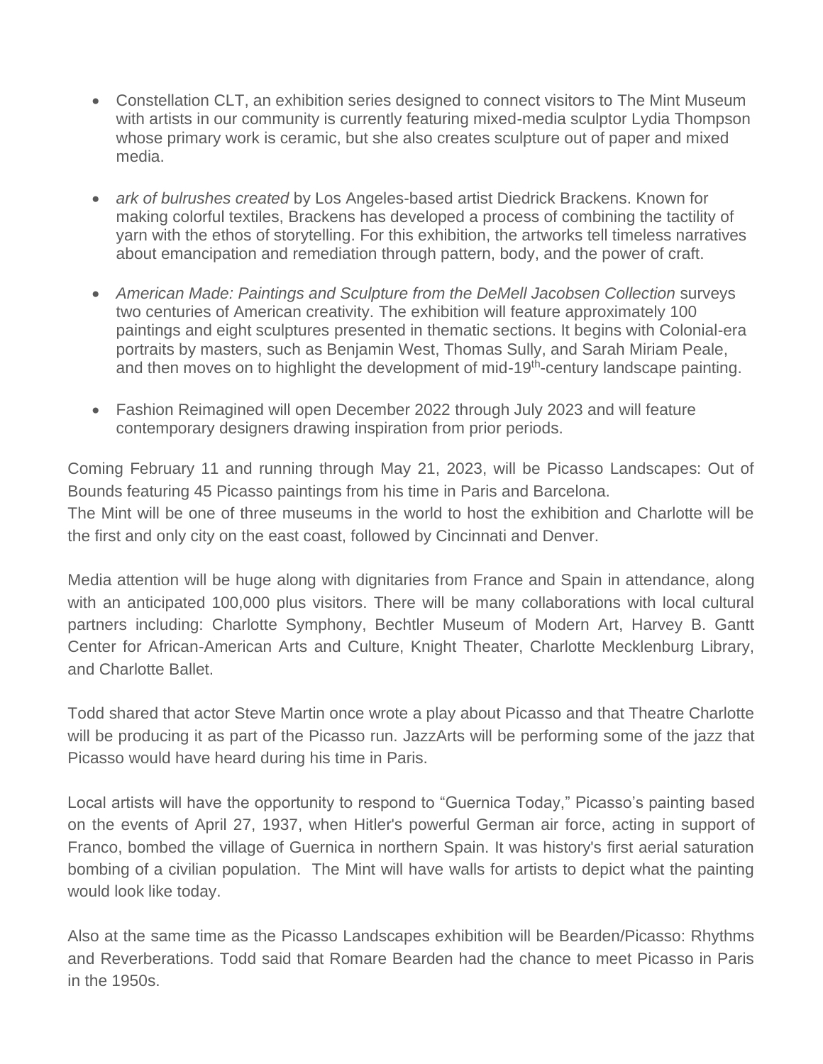- Constellation CLT, an exhibition series designed to connect visitors to The Mint Museum with artists in our community is currently featuring mixed-media sculptor Lydia Thompson whose primary work is ceramic, but she also creates sculpture out of paper and mixed media.

- *ark of bulrushes created* by Los Angeles-based artist Diedrick Brackens. Known for making colorful textiles, Brackens has developed a process of combining the tactility of yarn with the ethos of storytelling. For this exhibition, the artworks tell timeless narratives about emancipation and remediation through pattern, body, and the power of craft.

- *American Made: Paintings and Sculpture from the DeMell Jacobsen Collection* surveys two centuries of American creativity. The exhibition will feature approximately 100 paintings and eight sculptures presented in thematic sections. It begins with Colonial-era portraits by masters, such as Benjamin West, Thomas Sully, and Sarah Miriam Peale, and then moves on to highlight the development of mid-19th-century landscape painting.

- Fashion Reimagined will open December 2022 through July 2023 and will feature contemporary designers drawing inspiration from prior periods.

Coming February 11 and running through May 21, 2023, will be Picasso Landscapes: Out of Bounds featuring 45 Picasso paintings from his time in Paris and Barcelona.
The Mint will be one of three museums in the world to host the exhibition and Charlotte will be the first and only city on the east coast, followed by Cincinnati and Denver.

Media attention will be huge along with dignitaries from France and Spain in attendance, along with an anticipated 100,000 plus visitors. There will be many collaborations with local cultural partners including: Charlotte Symphony, Bechtler Museum of Modern Art, Harvey B. Gantt Center for African-American Arts and Culture, Knight Theater, Charlotte Mecklenburg Library, and Charlotte Ballet.

Todd shared that actor Steve Martin once wrote a play about Picasso and that Theatre Charlotte will be producing it as part of the Picasso run. JazzArts will be performing some of the jazz that Picasso would have heard during his time in Paris.

Local artists will have the opportunity to respond to "Guernica Today," Picasso's painting based on the events of April 27, 1937, when Hitler's powerful German air force, acting in support of Franco, bombed the village of Guernica in northern Spain. It was history's first aerial saturation bombing of a civilian population. The Mint will have walls for artists to depict what the painting would look like today.

Also at the same time as the Picasso Landscapes exhibition will be Bearden/Picasso: Rhythms and Reverberations. Todd said that Romare Bearden had the chance to meet Picasso in Paris in the 1950s.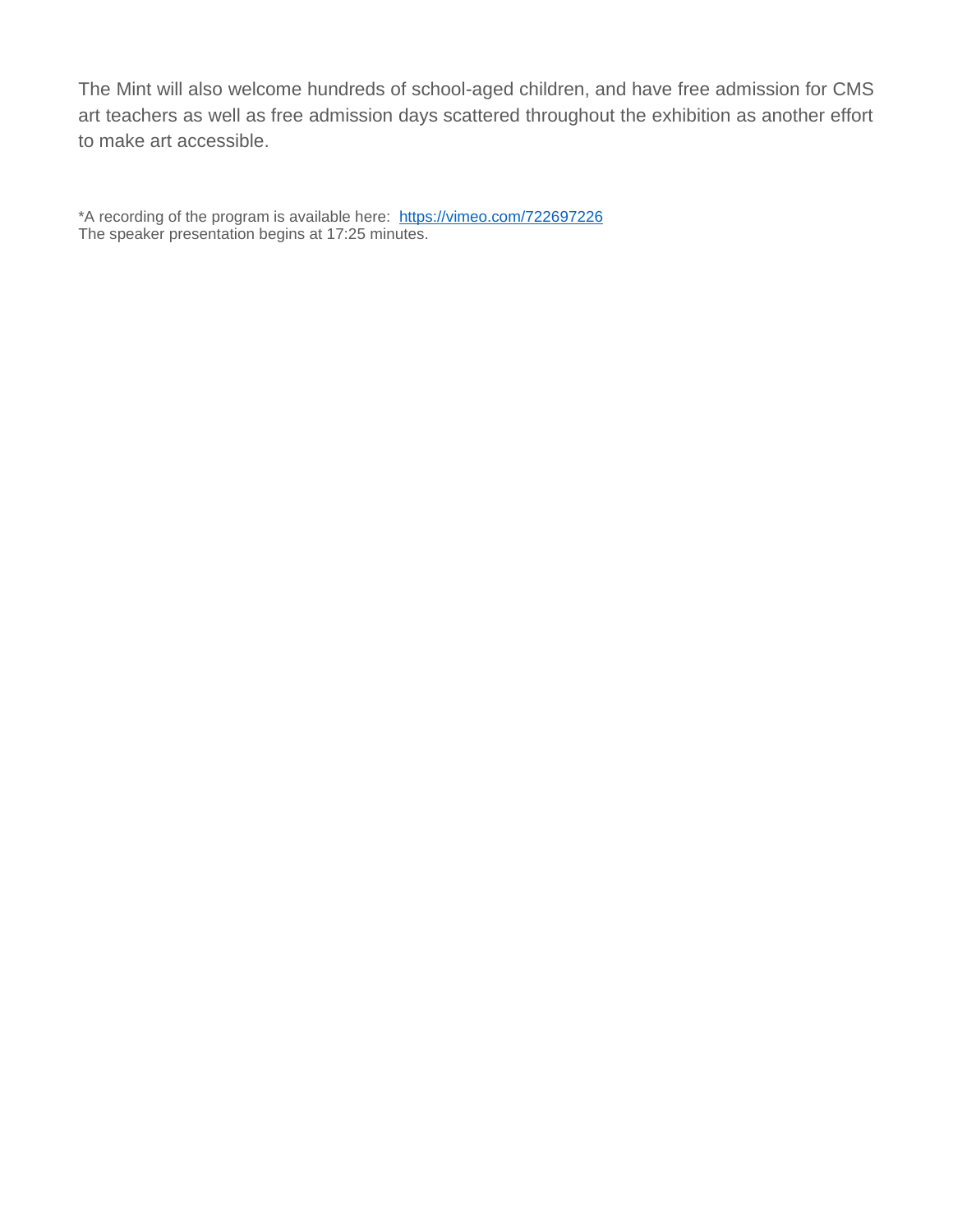The Mint will also welcome hundreds of school-aged children, and have free admission for CMS art teachers as well as free admission days scattered throughout the exhibition as another effort to make art accessible.

*A recording of the program is available here: [https://vimeo.com/722697226](https://vimeo.com/722697226)
The speaker presentation begins at 17:25 minutes.